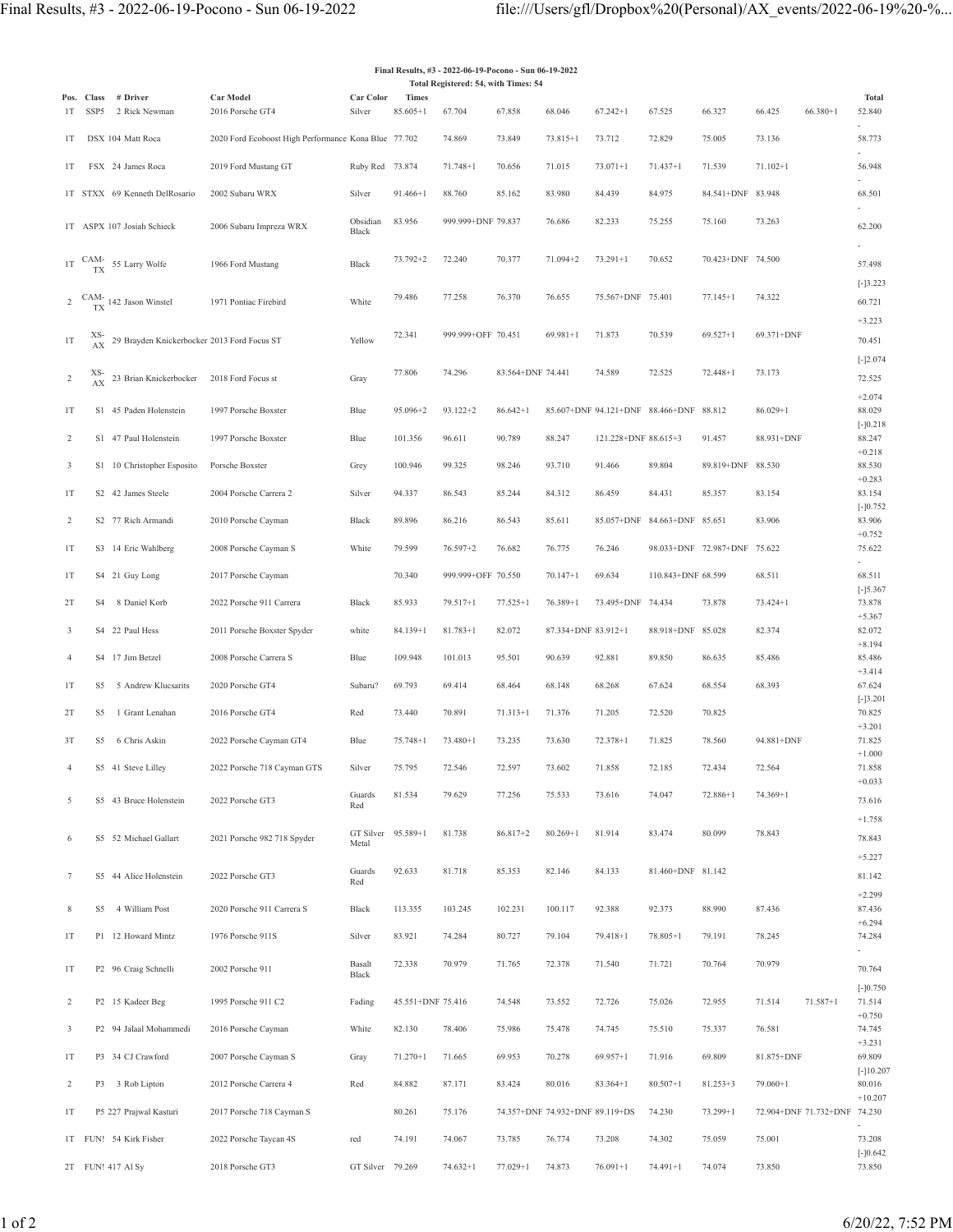**Final Results, #3 - 2022-06-19-Pocono - Sun 06-19-2022**

**Total Registered: 54, with Times: 54**

| Pos. | Class | # Driver | Car Model | Car Color | Times | | | | | | | | | Total |
|---|---|---|---|---|---|---|---|---|---|---|---|---|---|---|
| 1T | SSP5 | 2 Rick Newman | 2016 Porsche GT4 | Silver | 85.605+1 | 67.704 | 67.858 | 68.046 | 67.242+1 | 67.525 | 66.327 | 66.425 | 66.380+1 | 52.840 - |
| 1T | DSX | 104 Matt Roca | 2020 Ford Ecoboost High Performance | Kona Blue | 77.702 | 74.869 | 73.849 | 73.815+1 | 73.712 | 72.829 | 75.005 | 73.136 | | 58.773 - |
| 1T | FSX | 24 James Roca | 2019 Ford Mustang GT | Ruby Red | 73.874 | 71.748+1 | 70.656 | 71.015 | 73.071+1 | 71.437+1 | 71.539 | 71.102+1 | | 56.948 - |
| 1T | STXX | 69 Kenneth DelRosario | 2002 Subaru WRX | Silver | 91.466+1 | 88.760 | 85.162 | 83.980 | 84.439 | 84.975 | 84.541+DNF | 83.948 | | 68.501 - |
| 1T | ASPX | 107 Josiah Schieck | 2006 Subaru Impreza WRX | Obsidian Black | 83.956 | 999.999+DNF | 79.837 | 76.686 | 82.233 | 75.255 | 75.160 | 73.263 | | 62.200 - |
| 1T | CAM-TX | 55 Larry Wolfe | 1966 Ford Mustang | Black | 73.792+2 | 72.240 | 70.377 | 71.094+2 | 73.291+1 | 70.652 | 70.423+DNF | 74.500 | | 57.498 [-]3.223 |
| 2 | CAM-TX | 142 Jason Winstel | 1971 Pontiac Firebird | White | 79.486 | 77.258 | 76.370 | 76.655 | 75.567+DNF | 75.401 | 77.145+1 | 74.322 | | 60.721 +3.223 |
| 1T | XS-AX | 29 Brayden Knickerbocker | 2013 Ford Focus ST | Yellow | 72.341 | 999.999+OFF | 70.451 | 69.981+1 | 71.873 | 70.539 | 69.527+1 | 69.371+DNF | | 70.451 [-]2.074 |
| 2 | XS-AX | 23 Brian Knickerbocker | 2018 Ford Focus st | Gray | 77.806 | 74.296 | 83.564+DNF | 74.441 | 74.589 | 72.525 | 72.448+1 | 73.173 | | 72.525 +2.074 |
| 1T | S1 | 45 Paden Holenstein | 1997 Porsche Boxster | Blue | 95.096+2 | 93.122+2 | 86.642+1 | 85.607+DNF | 94.121+DNF | 88.466+DNF | 88.812 | 86.029+1 | | 88.029 [-]0.218 |
| 2 | S1 | 47 Paul Holenstein | 1997 Porsche Boxster | Blue | 101.356 | 96.611 | 90.789 | 88.247 | 121.228+DNF | 88.615+3 | 91.457 | 88.931+DNF | | 88.247 +0.218 |
| 3 | S1 | 10 Christopher Esposito | Porsche Boxster | Grey | 100.946 | 99.325 | 98.246 | 93.710 | 91.466 | 89.804 | 89.819+DNF | 88.530 | | 88.530 +0.283 |
| 1T | S2 | 42 James Steele | 2004 Porsche Carrera 2 | Silver | 94.337 | 86.543 | 85.244 | 84.312 | 86.459 | 84.431 | 85.357 | 83.154 | | 83.154 [-]0.752 |
| 2 | S2 | 77 Rich Armandi | 2010 Porsche Cayman | Black | 89.896 | 86.216 | 86.543 | 85.611 | 85.057+DNF | 84.663+DNF | 85.651 | 83.906 | | 83.906 +0.752 |
| 1T | S3 | 14 Eric Wahlberg | 2008 Porsche Cayman S | White | 79.599 | 76.597+2 | 76.682 | 76.775 | 76.246 | 98.033+DNF | 72.987+DNF | 75.622 | | 75.622 - |
| 1T | S4 | 21 Guy Long | 2017 Porsche Cayman | | 70.340 | 999.999+OFF | 70.550 | 70.147+1 | 69.634 | 110.843+DNF | 68.599 | 68.511 | | 68.511 [-]5.367 |
| 2T | S4 | 8 Daniel Korb | 2022 Porsche 911 Carrera | Black | 85.933 | 79.517+1 | 77.525+1 | 76.389+1 | 73.495+DNF | 74.434 | 73.878 | 73.424+1 | | 73.878 +5.367 |
| 3 | S4 | 22 Paul Hess | 2011 Porsche Boxster Spyder | white | 84.139+1 | 81.783+1 | 82.072 | 87.334+DNF | 83.912+1 | 88.918+DNF | 85.028 | 82.374 | | 82.072 +8.194 |
| 4 | S4 | 17 Jim Betzel | 2008 Porsche Carrera S | Blue | 109.948 | 101.013 | 95.501 | 90.639 | 92.881 | 89.850 | 86.635 | 85.486 | | 85.486 +3.414 |
| 1T | S5 | 5 Andrew Klucsarits | 2020 Porsche GT4 | Subaru? | 69.793 | 69.414 | 68.464 | 68.148 | 68.268 | 67.624 | 68.554 | 68.393 | | 67.624 [-]3.201 |
| 2T | S5 | 1 Grant Lenahan | 2016 Porsche GT4 | Red | 73.440 | 70.891 | 71.313+1 | 71.376 | 71.205 | 72.520 | 70.825 | | | 70.825 +3.201 |
| 3T | S5 | 6 Chris Askin | 2022 Porsche Cayman GT4 | Blue | 75.748+1 | 73.480+1 | 73.235 | 73.630 | 72.378+1 | 71.825 | 78.560 | 94.881+DNF | | 71.825 +1.000 |
| 4 | S5 | 41 Steve Lilley | 2022 Porsche 718 Cayman GTS | Silver | 75.795 | 72.546 | 72.597 | 73.602 | 71.858 | 72.185 | 72.434 | 72.564 | | 71.858 +0.033 |
| 5 | S5 | 43 Bruce Holenstein | 2022 Porsche GT3 | Guards Red | 81.534 | 79.629 | 77.256 | 75.533 | 73.616 | 74.047 | 72.886+1 | 74.369+1 | | 73.616 +1.758 |
| 6 | S5 | 52 Michael Gallart | 2021 Porsche 982 718 Spyder | GT Silver Metal | 95.589+1 | 81.738 | 86.817+2 | 80.269+1 | 81.914 | 83.474 | 80.099 | 78.843 | | 78.843 +5.227 |
| 7 | S5 | 44 Alice Holenstein | 2022 Porsche GT3 | Guards Red | 92.633 | 81.718 | 85.353 | 82.146 | 84.133 | 81.460+DNF | 81.142 | | | 81.142 +2.299 |
| 8 | S5 | 4 William Post | 2020 Porsche 911 Carrera S | Black | 113.355 | 103.245 | 102.231 | 100.117 | 92.388 | 92.373 | 88.990 | 87.436 | | 87.436 +6.294 |
| 1T | P1 | 12 Howard Mintz | 1976 Porsche 911S | Silver | 83.921 | 74.284 | 80.727 | 79.104 | 79.418+1 | 78.805+1 | 79.191 | 78.245 | | 74.284 - |
| 1T | P2 | 96 Craig Schnelli | 2002 Porsche 911 | Basalt Black | 72.338 | 70.979 | 71.765 | 72.378 | 71.540 | 71.721 | 70.764 | 70.979 | | 70.764 [-]0.750 |
| 2 | P2 | 15 Kadeer Beg | 1995 Porsche 911 C2 | Fading | 45.551+DNF | 75.416 | 74.548 | 73.552 | 72.726 | 75.026 | 72.955 | 71.514 | 71.587+1 | 71.514 +0.750 |
| 3 | P2 | 94 Jalaal Mohammedi | 2016 Porsche Cayman | White | 82.130 | 78.406 | 75.986 | 75.478 | 74.745 | 75.510 | 75.337 | 76.581 | | 74.745 +3.231 |
| 1T | P3 | 34 CJ Crawford | 2007 Porsche Cayman S | Gray | 71.270+1 | 71.665 | 69.953 | 70.278 | 69.957+1 | 71.916 | 69.809 | 81.875+DNF | | 69.809 [-]10.207 |
| 2 | P3 | 3 Rob Lipton | 2012 Porsche Carrera 4 | Red | 84.882 | 87.171 | 83.424 | 80.016 | 83.364+1 | 80.507+1 | 81.253+3 | 79.060+1 | | 80.016 +10.207 |
| 1T | P5 | 227 Prajwal Kasturi | 2017 Porsche 718 Cayman S | | 80.261 | 75.176 | 74.357+DNF | 74.932+DNF | 89.119+DS | 74.230 | 73.299+1 | 72.904+DNF | 71.732+DNF | 74.230 - |
| 1T | FUN! | 54 Kirk Fisher | 2022 Porsche Taycan 4S | red | 74.191 | 74.067 | 73.785 | 76.774 | 73.208 | 74.302 | 75.059 | 75.001 | | 73.208 [-]0.642 |
| 2T | FUN! | 417 Al Sy | 2018 Porsche GT3 | GT Silver | 79.269 | 74.632+1 | 77.029+1 | 74.873 | 76.091+1 | 74.491+1 | 74.074 | 73.850 | | 73.850 |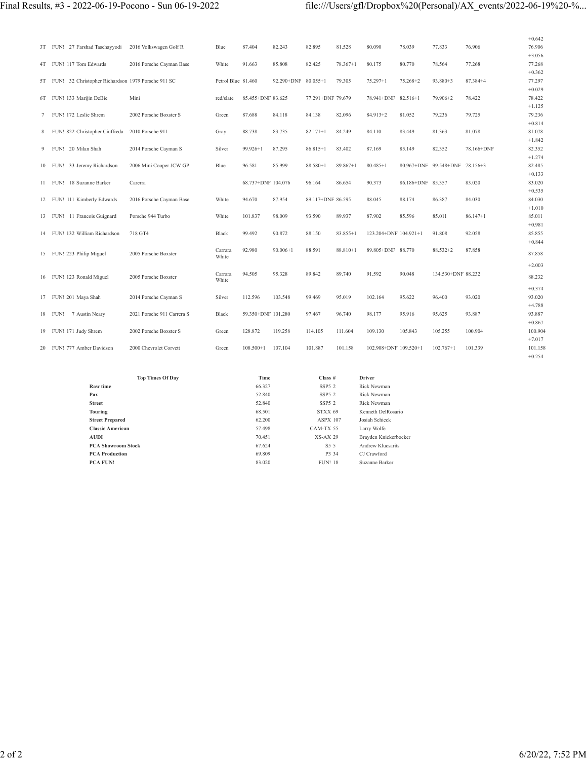| | | | | | | | | | | | | | | | |
|---|---|---|---|---|---|---|---|---|---|---|---|---|---|---|---|
| | | | | | | | | | | | | | | | +0.642 |
| 3T | FUN! | 27 | Farshad Taschayyodi | 2016 Volkswagen Golf R | Blue | 87.404 | 82.243 | 82.895 | 81.528 | 80.090 | 78.039 | 77.833 | 76.906 | 76.906 | +3.056 |
| 4T | FUN! | 117 | Tom Edwards | 2016 Porsche Cayman Base | White | 91.663 | 85.808 | 82.425 | 78.367+1 | 80.175 | 80.770 | 78.564 | 77.268 | 77.268 | +0.362 |
| 5T | FUN! | 32 | Christopher Richardson | 1979 Porsche 911 SC | Petrol Blue | 81.460 | 92.290+DNF | 80.055+1 | 79.305 | 75.297+1 | 75.268+2 | 93.880+3 | 87.384+4 | 77.297 | +0.029 |
| 6T | FUN! | 133 | Marijin DeBie | Mini | red/slate | 85.455+DNF | 83.625 | 77.291+DNF | 79.679 | 78.941+DNF | 82.516+1 | 79.906+2 | 78.422 | 78.422 | +1.125 |
| 7 | FUN! | 172 | Leslie Shrem | 2002 Porsche Boxster S | Green | 87.688 | 84.118 | 84.138 | 82.096 | 84.913+2 | 81.052 | 79.236 | 79.725 | 79.236 | +0.814 |
| 8 | FUN! | 822 | Christopher Ciuffreda | 2010 Porsche 911 | Gray | 88.738 | 83.735 | 82.171+1 | 84.249 | 84.110 | 83.449 | 81.363 | 81.078 | 81.078 | +1.842 |
| 9 | FUN! | 20 | Milan Shah | 2014 Porsche Cayman S | Silver | 99.926+1 | 87.295 | 86.815+1 | 83.402 | 87.169 | 85.149 | 82.352 | 78.166+DNF | 82.352 | +1.274 |
| 10 | FUN! | 33 | Jeremy Richardson | 2006 Mini Cooper JCW GP | Blue | 96.581 | 85.999 | 88.580+1 | 89.867+1 | 80.485+1 | 80.967+DNF | 99.548+DNF | 78.156+3 | 82.485 | +0.133 |
| 11 | FUN! | 18 | Suzanne Barker | Carerra | | 68.737+DNF | 104.076 | 96.164 | 86.654 | 90.373 | 86.186+DNF | 85.357 | 83.020 | 83.020 | +0.535 |
| 12 | FUN! | 111 | Kimberly Edwards | 2016 Porsche Cayman Base | White | 94.670 | 87.954 | 89.117+DNF | 86.595 | 88.045 | 88.174 | 86.387 | 84.030 | 84.030 | +1.010 |
| 13 | FUN! | 11 | Francois Guignard | Porsche 944 Turbo | White | 101.837 | 98.009 | 93.590 | 89.937 | 87.902 | 85.596 | 85.011 | 86.147+1 | 85.011 | +0.981 |
| 14 | FUN! | 132 | William Richardson | 718 GT4 | Black | 99.492 | 90.872 | 88.150 | 83.855+1 | 123.204+DNF | 104.921+1 | 91.808 | 92.058 | 85.855 | +0.844 |
| 15 | FUN! | 223 | Philip Miguel | 2005 Porsche Boxster | Carrara White | 92.980 | 90.006+1 | 88.591 | 88.810+1 | 89.805+DNF | 88.770 | 88.532+2 | 87.858 | 87.858 | +2.003 |
| 16 | FUN! | 123 | Ronald Miguel | 2005 Porsche Boxster | Carrara White | 94.505 | 95.328 | 89.842 | 89.740 | 91.592 | 90.048 | 134.530+DNF | 88.232 | 88.232 | +0.374 |
| 17 | FUN! | 201 | Maya Shah | 2014 Porsche Cayman S | Silver | 112.596 | 103.548 | 99.469 | 95.019 | 102.164 | 95.622 | 96.400 | 93.020 | 93.020 | +4.788 |
| 18 | FUN! | 7 | Austin Neary | 2021 Porsche 911 Carrera S | Black | 59.350+DNF | 101.280 | 97.467 | 96.740 | 98.177 | 95.916 | 95.625 | 93.887 | 93.887 | +0.867 |
| 19 | FUN! | 171 | Judy Shrem | 2002 Porsche Boxster S | Green | 128.872 | 119.258 | 114.105 | 111.604 | 109.130 | 105.843 | 105.255 | 100.904 | 100.904 | +7.017 |
| 20 | FUN! | 777 | Amber Davidson | 2000 Chevrolet Corvett | Green | 108.500+1 | 107.104 | 101.887 | 101.158 | 102.908+DNF | 109.520+1 | 102.767+1 | 101.339 | 101.158 | +0.254 |

| Top Times Of Day | Time | Class # | Driver |
|---|---|---|---|
| **Raw time** | 66.327 | SSP5 2 | Rick Newman |
| **Pax** | 52.840 | SSP5 2 | Rick Newman |
| **Street** | 52.840 | SSP5 2 | Rick Newman |
| **Touring** | 68.501 | STXX 69 | Kenneth DelRosario |
| **Street Prepared** | 62.200 | ASPX 107 | Josiah Schieck |
| **Classic American** | 57.498 | CAM-TX 55 | Larry Wolfe |
| **AUDI** | 70.451 | XS-AX 29 | Brayden Knickerbocker |
| **PCA Showroom Stock** | 67.624 | S5 5 | Andrew Klucsarits |
| **PCA Production** | 69.809 | P3 34 | CJ Crawford |
| **PCA FUN!** | 83.020 | FUN! 18 | Suzanne Barker |